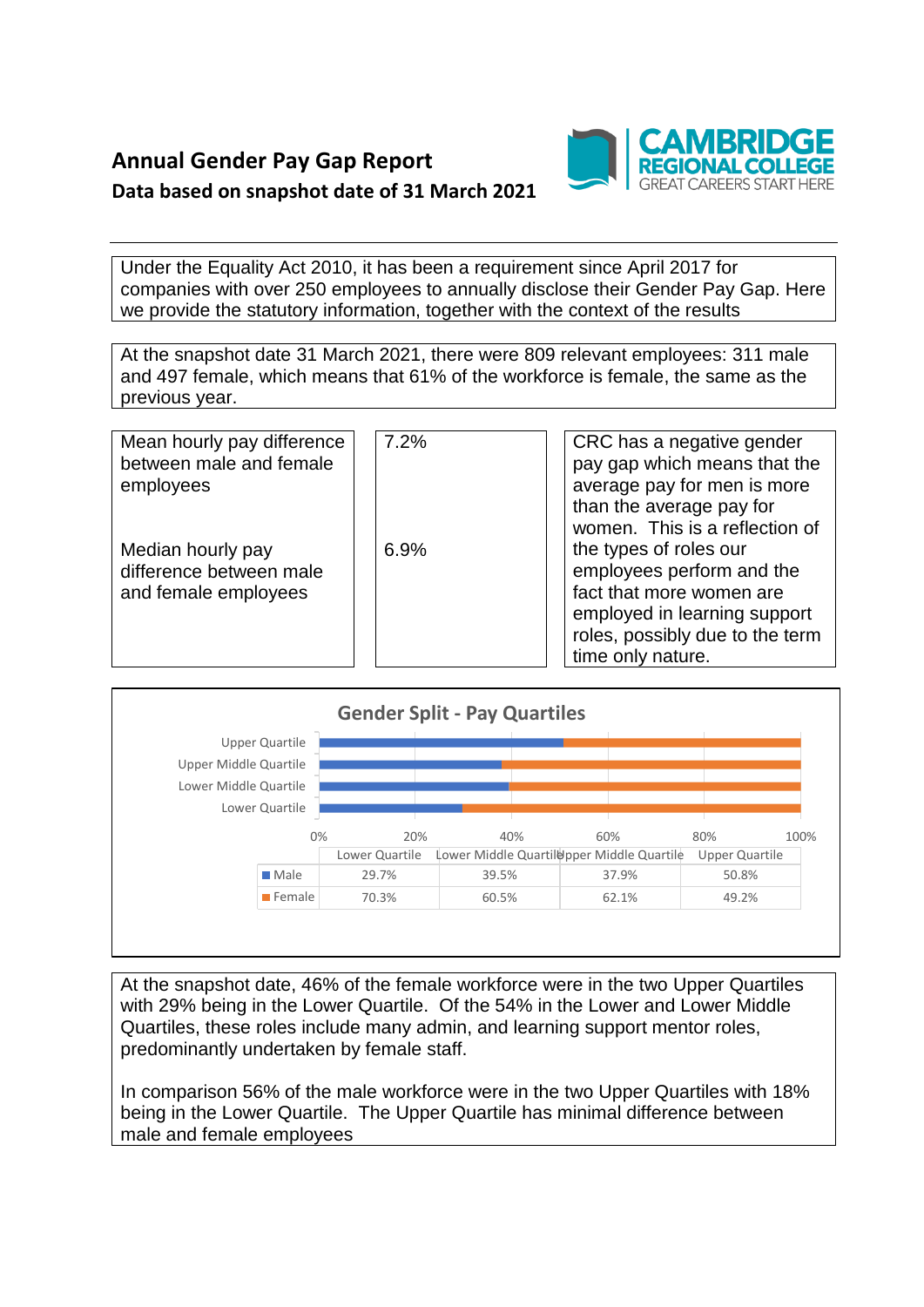# Annual Gender Pay Gap Report

## Data based on snapshot date of 31 March 2021

CAMBRIDGE REGIONAL COLLEGE
GREAT CAREERS START HERE

Under the Equality Act 2010, it has been a requirement since April 2017 for companies with over 250 employees to annually disclose their Gender Pay Gap. Here we provide the statutory information, together with the context of the results

At the snapshot date 31 March 2021, there were 809 relevant employees: 311 male and 497 female, which means that 61% of the workforce is female, the same as the previous year.

| | | |
|---|---|---|
| Mean hourly pay difference between male and female employees | 7.2% | CRC has a negative gender pay gap which means that the average pay for men is more than the average pay for women. This is a reflection of the types of roles our employees perform and the fact that more women are employed in learning support roles, possibly due to the term time only nature. |
| Median hourly pay difference between male and female employees | 6.9% | |

**Gender Split - Pay Quartiles**

| | Lower Quartile | Lower Middle Quartile | Upper Middle Quartile | Upper Quartile |
|---|---|---|---|---|
| Male | 29.7% | 39.5% | 37.9% | 50.8% |
| Female | 70.3% | 60.5% | 62.1% | 49.2% |

At the snapshot date, 46% of the female workforce were in the two Upper Quartiles with 29% being in the Lower Quartile. Of the 54% in the Lower and Lower Middle Quartiles, these roles include many admin, and learning support mentor roles, predominantly undertaken by female staff.

In comparison 56% of the male workforce were in the two Upper Quartiles with 18% being in the Lower Quartile. The Upper Quartile has minimal difference between male and female employees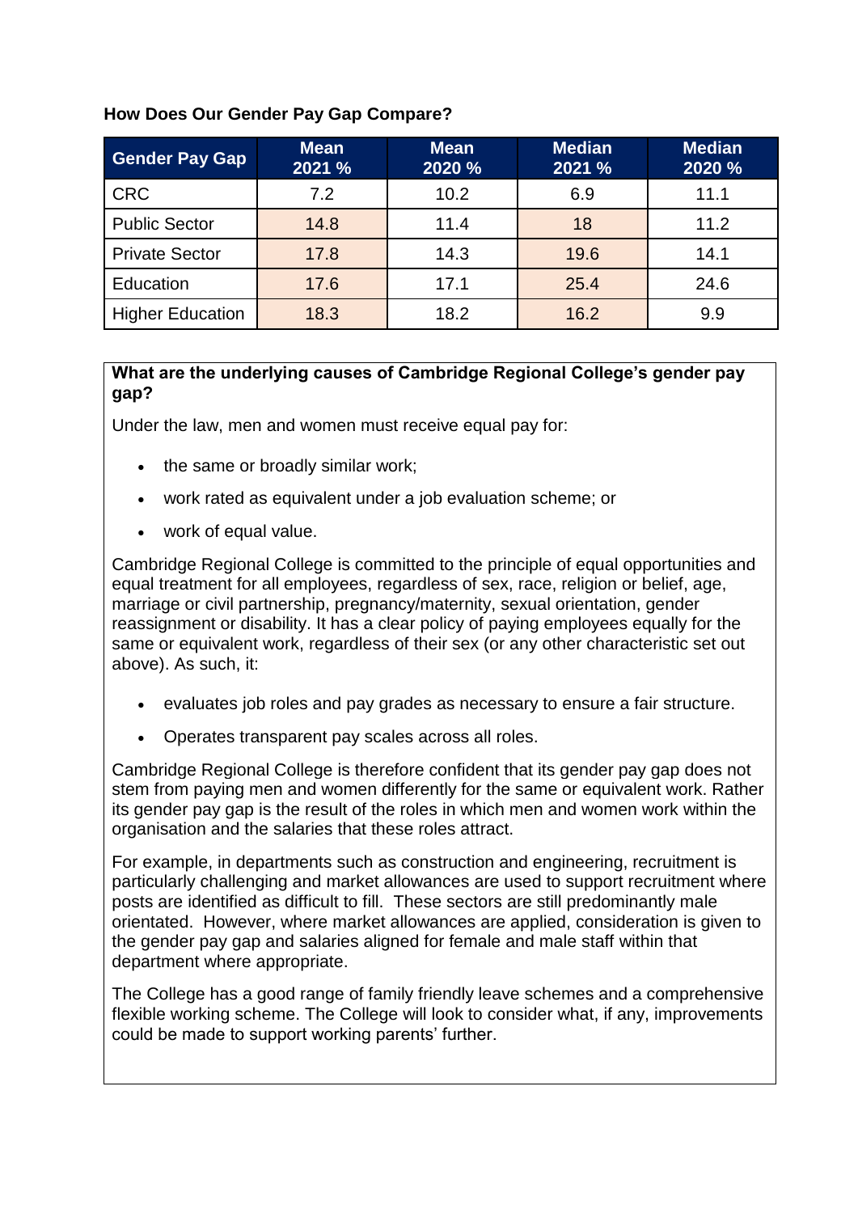**How Does Our Gender Pay Gap Compare?**

| Gender Pay Gap | Mean 2021 % | Mean 2020 % | Median 2021 % | Median 2020 % |
| --- | --- | --- | --- | --- |
| CRC | 7.2 | 10.2 | 6.9 | 11.1 |
| Public Sector | 14.8 | 11.4 | 18 | 11.2 |
| Private Sector | 17.8 | 14.3 | 19.6 | 14.1 |
| Education | 17.6 | 17.1 | 25.4 | 24.6 |
| Higher Education | 18.3 | 18.2 | 16.2 | 9.9 |

**What are the underlying causes of Cambridge Regional College's gender pay gap?**

Under the law, men and women must receive equal pay for:

- the same or broadly similar work;
- work rated as equivalent under a job evaluation scheme; or
- work of equal value.

Cambridge Regional College is committed to the principle of equal opportunities and equal treatment for all employees, regardless of sex, race, religion or belief, age, marriage or civil partnership, pregnancy/maternity, sexual orientation, gender reassignment or disability. It has a clear policy of paying employees equally for the same or equivalent work, regardless of their sex (or any other characteristic set out above). As such, it:

- evaluates job roles and pay grades as necessary to ensure a fair structure.
- Operates transparent pay scales across all roles.

Cambridge Regional College is therefore confident that its gender pay gap does not stem from paying men and women differently for the same or equivalent work. Rather its gender pay gap is the result of the roles in which men and women work within the organisation and the salaries that these roles attract.

For example, in departments such as construction and engineering, recruitment is particularly challenging and market allowances are used to support recruitment where posts are identified as difficult to fill. These sectors are still predominantly male orientated. However, where market allowances are applied, consideration is given to the gender pay gap and salaries aligned for female and male staff within that department where appropriate.

The College has a good range of family friendly leave schemes and a comprehensive flexible working scheme. The College will look to consider what, if any, improvements could be made to support working parents' further.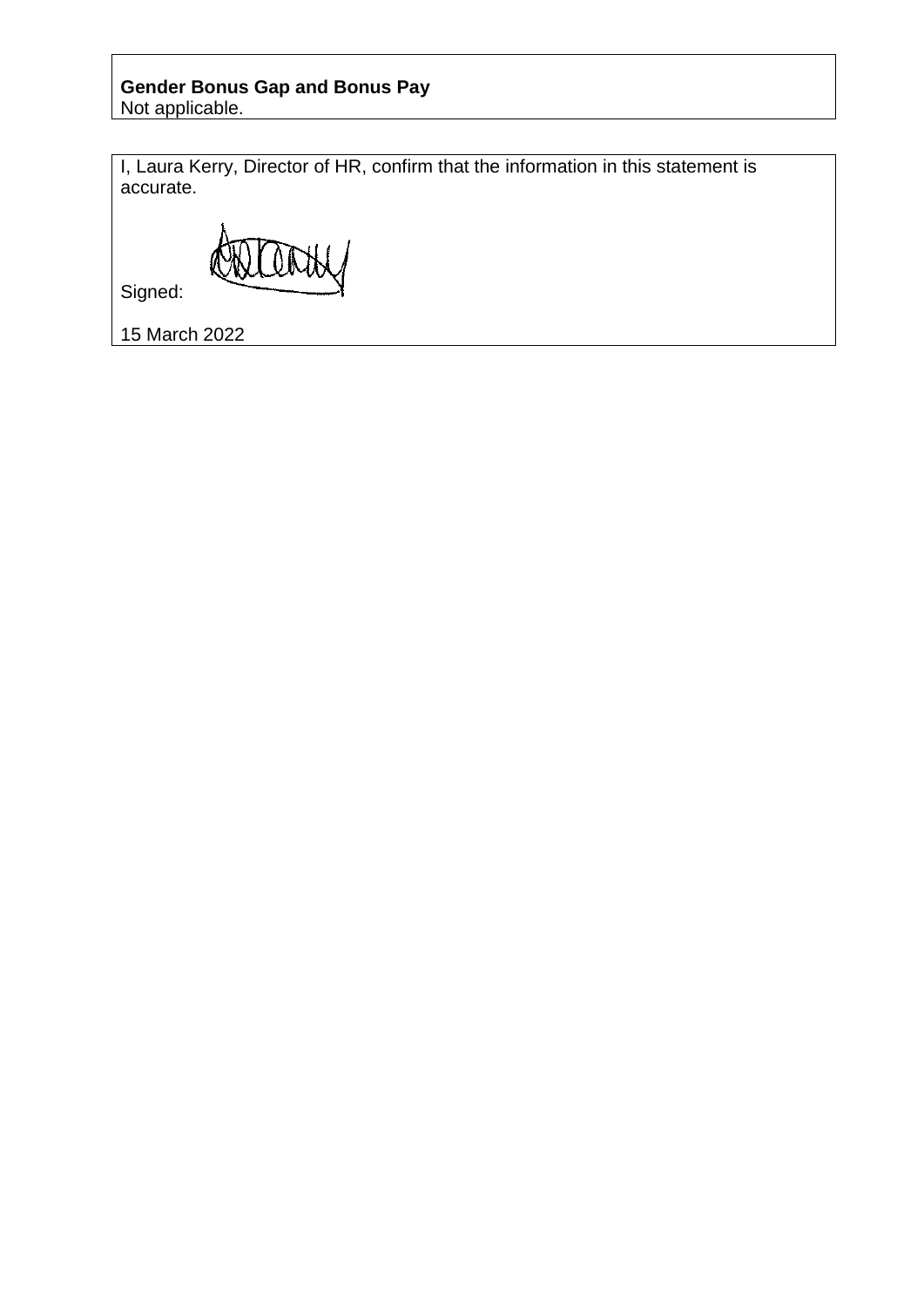**Gender Bonus Gap and Bonus Pay**
Not applicable.

I, Laura Kerry, Director of HR, confirm that the information in this statement is accurate.

Signed:

15 March 2022